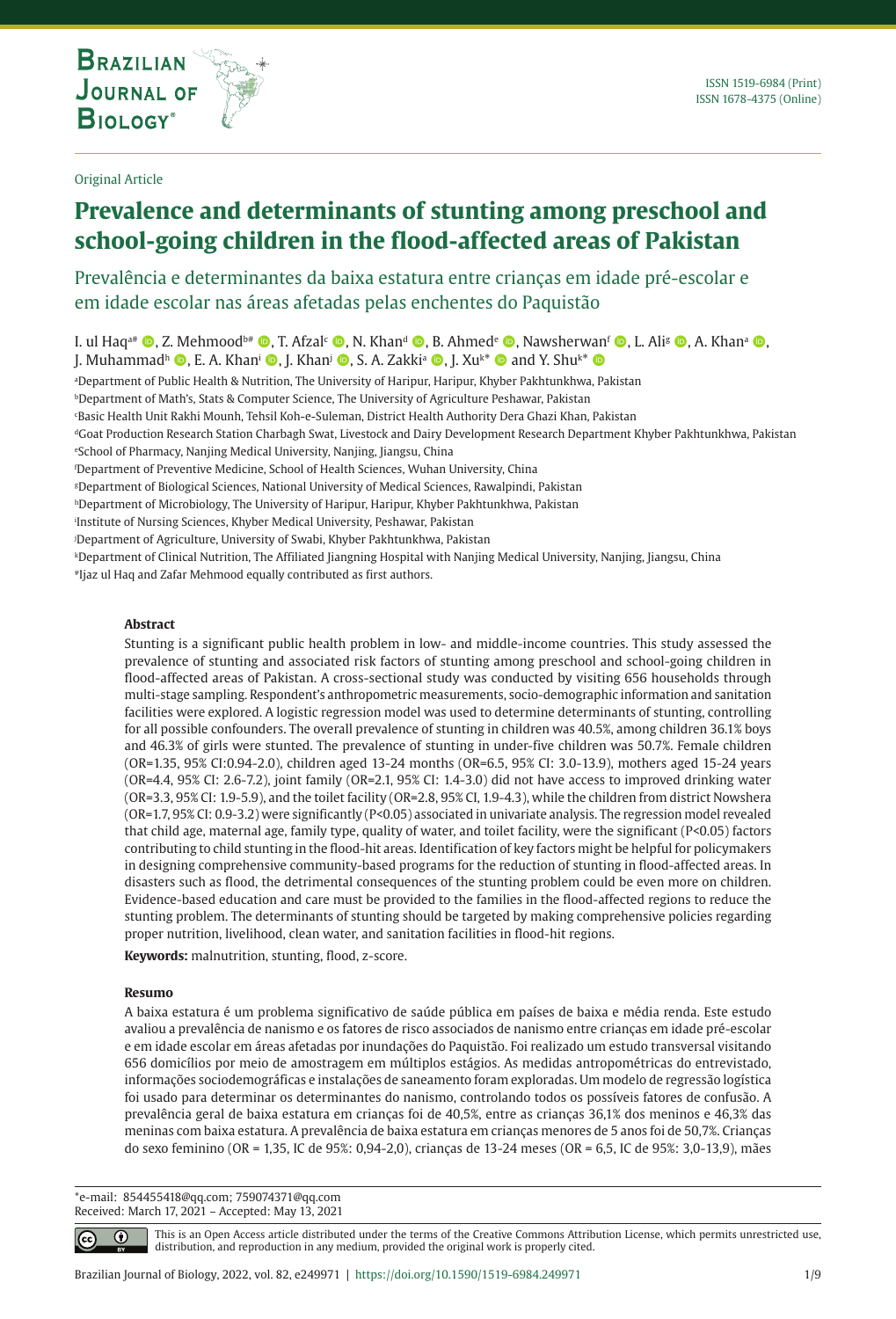Original Article

# Prevalence and determinants of stunting among preschool and school-going children in the flood-affected areas of Pakistan

Prevalência e determinantes da baixa estatura entre crianças em idade pré-escolar e em idade escolar nas áreas afetadas pelas enchentes do Paquistão

I. ul Haq[a#], Z. Mehmood[b#], T. Afzal[c], N. Khan[d], B. Ahmed[e], Nawsherwan[f], L. Ali[g], A. Khan[a], J. Muhammad[h], E. A. Khan[i], J. Khan[j], S. A. Zakki[a], J. Xu[k*] and Y. Shu[k*]

[a]Department of Public Health & Nutrition, The University of Haripur, Haripur, Khyber Pakhtunkhwa, Pakistan
[b]Department of Math's, Stats & Computer Science, The University of Agriculture Peshawar, Pakistan
[c]Basic Health Unit Rakhi Mounh, Tehsil Koh-e-Suleman, District Health Authority Dera Ghazi Khan, Pakistan
[d]Goat Production Research Station Charbagh Swat, Livestock and Dairy Development Research Department Khyber Pakhtunkhwa, Pakistan
[e]School of Pharmacy, Nanjing Medical University, Nanjing, Jiangsu, China
[f]Department of Preventive Medicine, School of Health Sciences, Wuhan University, China
[g]Department of Biological Sciences, National University of Medical Sciences, Rawalpindi, Pakistan
[h]Department of Microbiology, The University of Haripur, Haripur, Khyber Pakhtunkhwa, Pakistan
[i]Institute of Nursing Sciences, Khyber Medical University, Peshawar, Pakistan
[j]Department of Agriculture, University of Swabi, Khyber Pakhtunkhwa, Pakistan
[k]Department of Clinical Nutrition, The Affiliated Jiangning Hospital with Nanjing Medical University, Nanjing, Jiangsu, China
[#]Ijaz ul Haq and Zafar Mehmood equally contributed as first authors.

### Abstract

Stunting is a significant public health problem in low- and middle-income countries. This study assessed the prevalence of stunting and associated risk factors of stunting among preschool and school-going children in flood-affected areas of Pakistan. A cross-sectional study was conducted by visiting 656 households through multi-stage sampling. Respondent's anthropometric measurements, socio-demographic information and sanitation facilities were explored. A logistic regression model was used to determine determinants of stunting, controlling for all possible confounders. The overall prevalence of stunting in children was 40.5%, among children 36.1% boys and 46.3% of girls were stunted. The prevalence of stunting in under-five children was 50.7%. Female children (OR=1.35, 95% CI:0.94-2.0), children aged 13-24 months (OR=6.5, 95% CI: 3.0-13.9), mothers aged 15-24 years (OR=4.4, 95% CI: 2.6-7.2), joint family (OR=2.1, 95% CI: 1.4-3.0) did not have access to improved drinking water (OR=3.3, 95% CI: 1.9-5.9), and the toilet facility (OR=2.8, 95% CI, 1.9-4.3), while the children from district Nowshera (OR=1.7, 95% CI: 0.9-3.2) were significantly ($P<0.05$) associated in univariate analysis. The regression model revealed that child age, maternal age, family type, quality of water, and toilet facility, were the significant ($P<0.05$) factors contributing to child stunting in the flood-hit areas. Identification of key factors might be helpful for policymakers in designing comprehensive community-based programs for the reduction of stunting in flood-affected areas. In disasters such as flood, the detrimental consequences of the stunting problem could be even more on children. Evidence-based education and care must be provided to the families in the flood-affected regions to reduce the stunting problem. The determinants of stunting should be targeted by making comprehensive policies regarding proper nutrition, livelihood, clean water, and sanitation facilities in flood-hit regions.

**Keywords:** malnutrition, stunting, flood, z-score.

### Resumo

A baixa estatura é um problema significativo de saúde pública em países de baixa e média renda. Este estudo avaliou a prevalência de nanismo e os fatores de risco associados de nanismo entre crianças em idade pré-escolar e em idade escolar em áreas afetadas por inundações do Paquistão. Foi realizado um estudo transversal visitando 656 domicílios por meio de amostragem em múltiplos estágios. As medidas antropométricas do entrevistado, informações sociodemográficas e instalações de saneamento foram exploradas. Um modelo de regressão logística foi usado para determinar os determinantes do nanismo, controlando todos os possíveis fatores de confusão. A prevalência geral de baixa estatura em crianças foi de 40,5%, entre as crianças 36,1% dos meninos e 46,3% das meninas com baixa estatura. A prevalência de baixa estatura em crianças menores de 5 anos foi de 50,7%. Crianças do sexo feminino (OR = 1,35, IC de 95%: 0,94-2,0), crianças de 13-24 meses (OR = 6,5, IC de 95%: 3,0-13,9), mães

*e-mail: 854455418@qq.com; 759074371@qq.com
Received: March 17, 2021 – Accepted: May 13, 2021

This is an Open Access article distributed under the terms of the Creative Commons Attribution License, which permits unrestricted use, distribution, and reproduction in any medium, provided the original work is properly cited.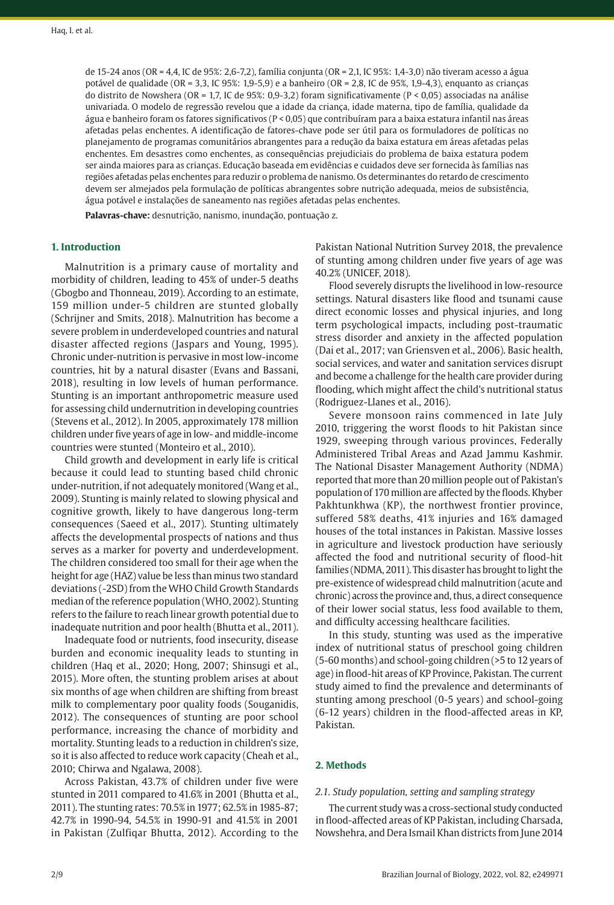de 15-24 anos (OR = 4,4, IC de 95%: 2,6-7,2), família conjunta (OR = 2,1, IC 95%: 1,4-3,0) não tiveram acesso a água potável de qualidade (OR = 3,3, IC 95%: 1,9-5,9) e a banheiro (OR = 2,8, IC de 95%, 1,9-4,3), enquanto as crianças do distrito de Nowshera (OR = 1,7, IC de 95%: 0,9-3,2) foram significativamente (P < 0,05) associadas na análise univariada. O modelo de regressão revelou que a idade da criança, idade materna, tipo de família, qualidade da água e banheiro foram os fatores significativos (P < 0,05) que contribuíram para a baixa estatura infantil nas áreas afetadas pelas enchentes. A identificação de fatores-chave pode ser útil para os formuladores de políticas no planejamento de programas comunitários abrangentes para a redução da baixa estatura em áreas afetadas pelas enchentes. Em desastres como enchentes, as consequências prejudiciais do problema de baixa estatura podem ser ainda maiores para as crianças. Educação baseada em evidências e cuidados deve ser fornecida às famílias nas regiões afetadas pelas enchentes para reduzir o problema de nanismo. Os determinantes do retardo de crescimento devem ser almejados pela formulação de políticas abrangentes sobre nutrição adequada, meios de subsistência, água potável e instalações de saneamento nas regiões afetadas pelas enchentes.

**Palavras-chave:** desnutrição, nanismo, inundação, pontuação z.

## 1. Introduction

Malnutrition is a primary cause of mortality and morbidity of children, leading to 45% of under-5 deaths (Gbogbo and Thonneau, 2019). According to an estimate, 159 million under-5 children are stunted globally (Schrijner and Smits, 2018). Malnutrition has become a severe problem in underdeveloped countries and natural disaster affected regions (Jaspars and Young, 1995). Chronic under-nutrition is pervasive in most low-income countries, hit by a natural disaster (Evans and Bassani, 2018), resulting in low levels of human performance. Stunting is an important anthropometric measure used for assessing child undernutrition in developing countries (Stevens et al., 2012). In 2005, approximately 178 million children under five years of age in low- and middle-income countries were stunted (Monteiro et al., 2010).

Child growth and development in early life is critical because it could lead to stunting based child chronic under-nutrition, if not adequately monitored (Wang et al., 2009). Stunting is mainly related to slowing physical and cognitive growth, likely to have dangerous long-term consequences (Saeed et al., 2017). Stunting ultimately affects the developmental prospects of nations and thus serves as a marker for poverty and underdevelopment. The children considered too small for their age when the height for age (HAZ) value be less than minus two standard deviations (-2SD) from the WHO Child Growth Standards median of the reference population (WHO, 2002). Stunting refers to the failure to reach linear growth potential due to inadequate nutrition and poor health (Bhutta et al., 2011).

Inadequate food or nutrients, food insecurity, disease burden and economic inequality leads to stunting in children (Haq et al., 2020; Hong, 2007; Shinsugi et al., 2015). More often, the stunting problem arises at about six months of age when children are shifting from breast milk to complementary poor quality foods (Souganidis, 2012). The consequences of stunting are poor school performance, increasing the chance of morbidity and mortality. Stunting leads to a reduction in children's size, so it is also affected to reduce work capacity (Cheah et al., 2010; Chirwa and Ngalawa, 2008).

Across Pakistan, 43.7% of children under five were stunted in 2011 compared to 41.6% in 2001 (Bhutta et al., 2011). The stunting rates: 70.5% in 1977; 62.5% in 1985-87; 42.7% in 1990-94, 54.5% in 1990-91 and 41.5% in 2001 in Pakistan (Zulfiqar Bhutta, 2012). According to the Pakistan National Nutrition Survey 2018, the prevalence of stunting among children under five years of age was 40.2% (UNICEF, 2018).

Flood severely disrupts the livelihood in low-resource settings. Natural disasters like flood and tsunami cause direct economic losses and physical injuries, and long term psychological impacts, including post-traumatic stress disorder and anxiety in the affected population (Dai et al., 2017; van Griensven et al., 2006). Basic health, social services, and water and sanitation services disrupt and become a challenge for the health care provider during flooding, which might affect the child's nutritional status (Rodriguez-Llanes et al., 2016).

Severe monsoon rains commenced in late July 2010, triggering the worst floods to hit Pakistan since 1929, sweeping through various provinces, Federally Administered Tribal Areas and Azad Jammu Kashmir. The National Disaster Management Authority (NDMA) reported that more than 20 million people out of Pakistan's population of 170 million are affected by the floods. Khyber Pakhtunkhwa (KP), the northwest frontier province, suffered 58% deaths, 41% injuries and 16% damaged houses of the total instances in Pakistan. Massive losses in agriculture and livestock production have seriously affected the food and nutritional security of flood-hit families (NDMA, 2011). This disaster has brought to light the pre-existence of widespread child malnutrition (acute and chronic) across the province and, thus, a direct consequence of their lower social status, less food available to them, and difficulty accessing healthcare facilities.

In this study, stunting was used as the imperative index of nutritional status of preschool going children (5-60 months) and school-going children (>5 to 12 years of age) in flood-hit areas of KP Province, Pakistan. The current study aimed to find the prevalence and determinants of stunting among preschool (0-5 years) and school-going (6-12 years) children in the flood-affected areas in KP, Pakistan.

## 2. Methods

### *2.1. Study population, setting and sampling strategy*

The current study was a cross-sectional study conducted in flood-affected areas of KP Pakistan, including Charsada, Nowshehra, and Dera Ismail Khan districts from June 2014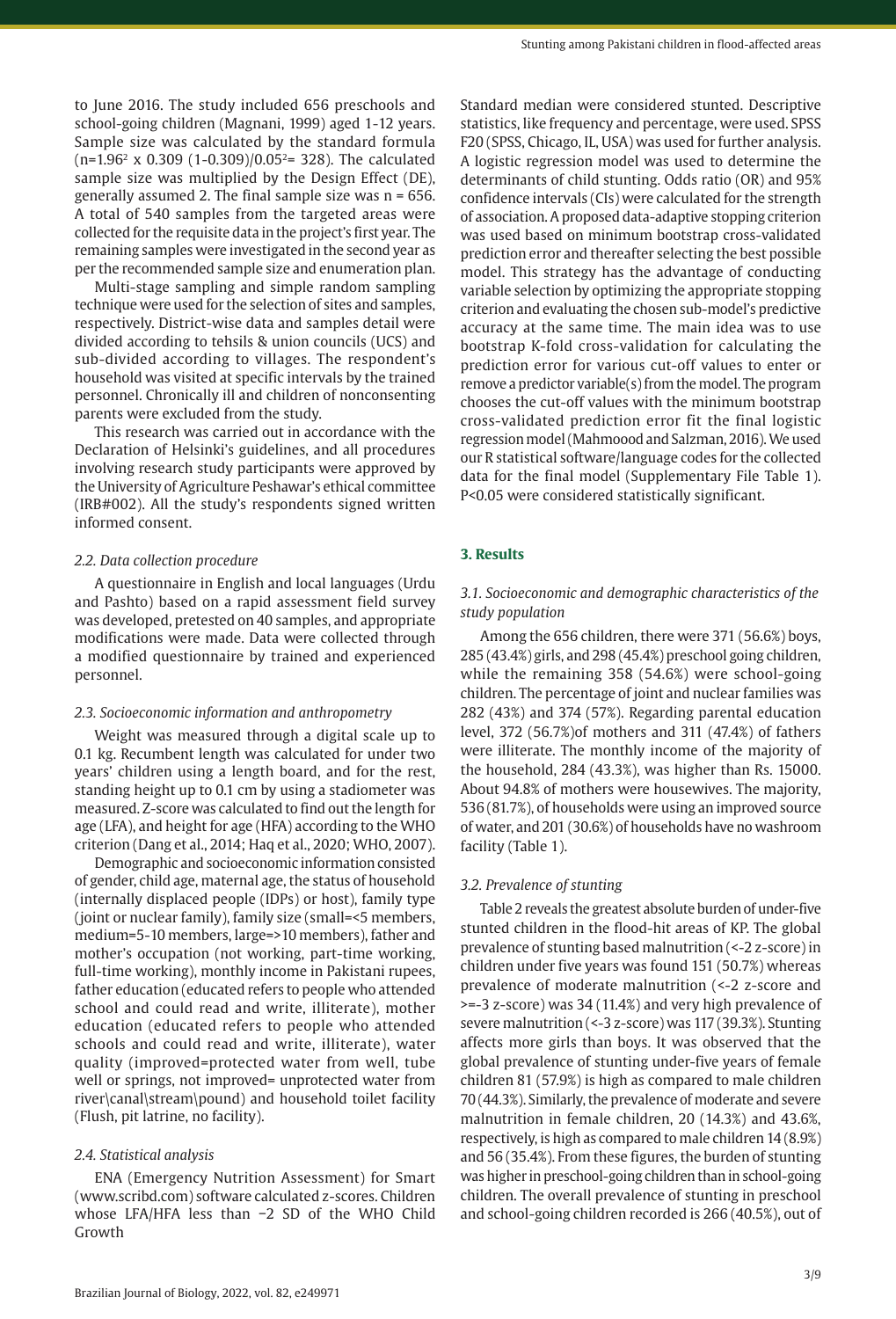to June 2016. The study included 656 preschools and school-going children (Magnani, 1999) aged 1-12 years. Sample size was calculated by the standard formula ($n=1.96^2 \times 0.309\ (1-0.309)/0.05^2= 328$). The calculated sample size was multiplied by the Design Effect (DE), generally assumed 2. The final sample size was n = 656. A total of 540 samples from the targeted areas were collected for the requisite data in the project's first year. The remaining samples were investigated in the second year as per the recommended sample size and enumeration plan.

Multi-stage sampling and simple random sampling technique were used for the selection of sites and samples, respectively. District-wise data and samples detail were divided according to tehsils & union councils (UCS) and sub-divided according to villages. The respondent's household was visited at specific intervals by the trained personnel. Chronically ill and children of nonconsenting parents were excluded from the study.

This research was carried out in accordance with the Declaration of Helsinki's guidelines, and all procedures involving research study participants were approved by the University of Agriculture Peshawar's ethical committee (IRB#002). All the study's respondents signed written informed consent.

### 2.2. Data collection procedure

A questionnaire in English and local languages (Urdu and Pashto) based on a rapid assessment field survey was developed, pretested on 40 samples, and appropriate modifications were made. Data were collected through a modified questionnaire by trained and experienced personnel.

### 2.3. Socioeconomic information and anthropometry

Weight was measured through a digital scale up to 0.1 kg. Recumbent length was calculated for under two years' children using a length board, and for the rest, standing height up to 0.1 cm by using a stadiometer was measured. Z-score was calculated to find out the length for age (LFA), and height for age (HFA) according to the WHO criterion (Dang et al., 2014; Haq et al., 2020; WHO, 2007).

Demographic and socioeconomic information consisted of gender, child age, maternal age, the status of household (internally displaced people (IDPs) or host), family type (joint or nuclear family), family size (small=<5 members, medium=5-10 members, large=>10 members), father and mother's occupation (not working, part-time working, full-time working), monthly income in Pakistani rupees, father education (educated refers to people who attended school and could read and write, illiterate), mother education (educated refers to people who attended schools and could read and write, illiterate), water quality (improved=protected water from well, tube well or springs, not improved= unprotected water from river\canal\stream\pound) and household toilet facility (Flush, pit latrine, no facility).

### 2.4. Statistical analysis

ENA (Emergency Nutrition Assessment) for Smart (www.scribd.com) software calculated z-scores. Children whose LFA/HFA less than −2 SD of the WHO Child Growth Standard median were considered stunted. Descriptive statistics, like frequency and percentage, were used. SPSS F20 (SPSS, Chicago, IL, USA) was used for further analysis. A logistic regression model was used to determine the determinants of child stunting. Odds ratio (OR) and 95% confidence intervals (CIs) were calculated for the strength of association. A proposed data-adaptive stopping criterion was used based on minimum bootstrap cross-validated prediction error and thereafter selecting the best possible model. This strategy has the advantage of conducting variable selection by optimizing the appropriate stopping criterion and evaluating the chosen sub-model's predictive accuracy at the same time. The main idea was to use bootstrap K-fold cross-validation for calculating the prediction error for various cut-off values to enter or remove a predictor variable(s) from the model. The program chooses the cut-off values with the minimum bootstrap cross-validated prediction error fit the final logistic regression model (Mahmoood and Salzman, 2016). We used our R statistical software/language codes for the collected data for the final model (Supplementary File Table 1). $P<0.05$ were considered statistically significant.

## 3. Results

### 3.1. Socioeconomic and demographic characteristics of the study population

Among the 656 children, there were 371 (56.6%) boys, 285 (43.4%) girls, and 298 (45.4%) preschool going children, while the remaining 358 (54.6%) were school-going children. The percentage of joint and nuclear families was 282 (43%) and 374 (57%). Regarding parental education level, 372 (56.7%)of mothers and 311 (47.4%) of fathers were illiterate. The monthly income of the majority of the household, 284 (43.3%), was higher than Rs. 15000. About 94.8% of mothers were housewives. The majority, 536 (81.7%), of households were using an improved source of water, and 201 (30.6%) of households have no washroom facility (Table 1).

### 3.2. Prevalence of stunting

Table 2 reveals the greatest absolute burden of under-five stunted children in the flood-hit areas of KP. The global prevalence of stunting based malnutrition (<-2 z-score) in children under five years was found 151 (50.7%) whereas prevalence of moderate malnutrition (<-2 z-score and >=-3 z-score) was 34 (11.4%) and very high prevalence of severe malnutrition (<-3 z-score) was 117 (39.3%). Stunting affects more girls than boys. It was observed that the global prevalence of stunting under-five years of female children 81 (57.9%) is high as compared to male children 70 (44.3%). Similarly, the prevalence of moderate and severe malnutrition in female children, 20 (14.3%) and 43.6%, respectively, is high as compared to male children 14 (8.9%) and 56 (35.4%). From these figures, the burden of stunting was higher in preschool-going children than in school-going children. The overall prevalence of stunting in preschool and school-going children recorded is 266 (40.5%), out of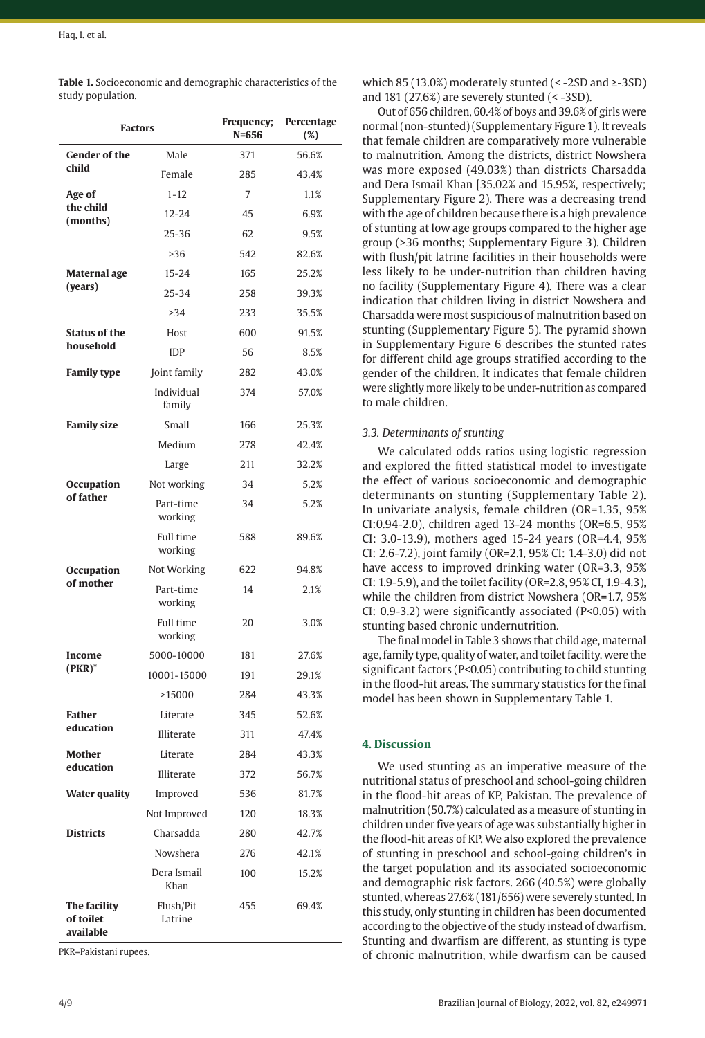**Table 1.** Socioeconomic and demographic characteristics of the study population.

| Factors | | Frequency; N=656 | Percentage (%) |
|---|---|---|---|
| **Gender of the child** | Male | 371 | 56.6% |
| | Female | 285 | 43.4% |
| **Age of the child (months)** | 1-12 | 7 | 1.1% |
| | 12-24 | 45 | 6.9% |
| | 25-36 | 62 | 9.5% |
| | >36 | 542 | 82.6% |
| **Maternal age (years)** | 15-24 | 165 | 25.2% |
| | 25-34 | 258 | 39.3% |
| | >34 | 233 | 35.5% |
| **Status of the household** | Host | 600 | 91.5% |
| | IDP | 56 | 8.5% |
| **Family type** | Joint family | 282 | 43.0% |
| | Individual family | 374 | 57.0% |
| **Family size** | Small | 166 | 25.3% |
| | Medium | 278 | 42.4% |
| | Large | 211 | 32.2% |
| **Occupation of father** | Not working | 34 | 5.2% |
| | Part-time working | 34 | 5.2% |
| | Full time working | 588 | 89.6% |
| **Occupation of mother** | Not Working | 622 | 94.8% |
| | Part-time working | 14 | 2.1% |
| | Full time working | 20 | 3.0% |
| **Income (PKR)*** | 5000-10000 | 181 | 27.6% |
| | 10001-15000 | 191 | 29.1% |
| | >15000 | 284 | 43.3% |
| **Father education** | Literate | 345 | 52.6% |
| | Illiterate | 311 | 47.4% |
| **Mother education** | Literate | 284 | 43.3% |
| | Illiterate | 372 | 56.7% |
| **Water quality** | Improved | 536 | 81.7% |
| | Not Improved | 120 | 18.3% |
| **Districts** | Charsadda | 280 | 42.7% |
| | Nowshera | 276 | 42.1% |
| | Dera Ismail Khan | 100 | 15.2% |
| **The facility of toilet available** | Flush/Pit Latrine | 455 | 69.4% |

PKR=Pakistani rupees.

which 85 (13.0%) moderately stunted (< -2SD and ≥-3SD) and 181 (27.6%) are severely stunted (< -3SD).

Out of 656 children, 60.4% of boys and 39.6% of girls were normal (non-stunted) (Supplementary Figure 1). It reveals that female children are comparatively more vulnerable to malnutrition. Among the districts, district Nowshera was more exposed (49.03%) than districts Charsadda and Dera Ismail Khan [35.02% and 15.95%, respectively; Supplementary Figure 2). There was a decreasing trend with the age of children because there is a high prevalence of stunting at low age groups compared to the higher age group (>36 months; Supplementary Figure 3). Children with flush/pit latrine facilities in their households were less likely to be under-nutrition than children having no facility (Supplementary Figure 4). There was a clear indication that children living in district Nowshera and Charsadda were most suspicious of malnutrition based on stunting (Supplementary Figure 5). The pyramid shown in Supplementary Figure 6 describes the stunted rates for different child age groups stratified according to the gender of the children. It indicates that female children were slightly more likely to be under-nutrition as compared to male children.

### 3.3. Determinants of stunting

We calculated odds ratios using logistic regression and explored the fitted statistical model to investigate the effect of various socioeconomic and demographic determinants on stunting (Supplementary Table 2). In univariate analysis, female children (OR=1.35, 95% CI:0.94-2.0), children aged 13-24 months (OR=6.5, 95% CI: 3.0-13.9), mothers aged 15-24 years (OR=4.4, 95% CI: 2.6-7.2), joint family (OR=2.1, 95% CI: 1.4-3.0) did not have access to improved drinking water (OR=3.3, 95% CI: 1.9-5.9), and the toilet facility (OR=2.8, 95% CI, 1.9-4.3), while the children from district Nowshera (OR=1.7, 95% CI: 0.9-3.2) were significantly associated ($P<0.05$) with stunting based chronic undernutrition.

The final model in Table 3 shows that child age, maternal age, family type, quality of water, and toilet facility, were the significant factors ($P<0.05$) contributing to child stunting in the flood-hit areas. The summary statistics for the final model has been shown in Supplementary Table 1.

## 4. Discussion

We used stunting as an imperative measure of the nutritional status of preschool and school-going children in the flood-hit areas of KP, Pakistan. The prevalence of malnutrition (50.7%) calculated as a measure of stunting in children under five years of age was substantially higher in the flood-hit areas of KP. We also explored the prevalence of stunting in preschool and school-going children's in the target population and its associated socioeconomic and demographic risk factors. 266 (40.5%) were globally stunted, whereas 27.6% (181/656) were severely stunted. In this study, only stunting in children has been documented according to the objective of the study instead of dwarfism. Stunting and dwarfism are different, as stunting is type of chronic malnutrition, while dwarfism can be caused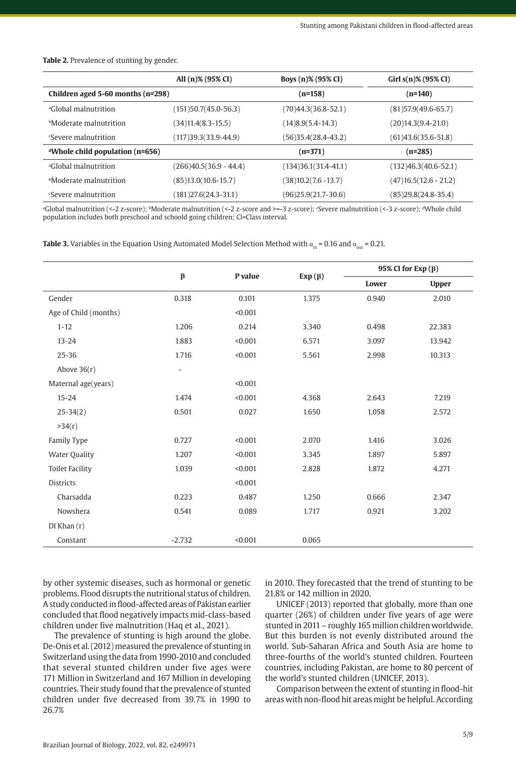**Table 2.** Prevalence of stunting by gender.

| | All (n)% (95% CI) | Boys (n)% (95% CI) | Girl s(n)% (95% CI) |
|---|---|---|---|
| **Children aged 5-60 months (n=298)** | | **(n=158)** | **(n=140)** |
| [a]Global malnutrition | (151)50.7(45.0-56.3) | (70)44.3(36.8-52.1) | (81)57.9(49.6-65.7) |
| [b]Moderate malnutrition | (34)11.4(8.3-15.5) | (14)8.9(5.4-14.3) | (20)14.3(9.4-21.0) |
| [c]Severe malnutrition | (117)39.3(33.9-44.9) | (56)35.4(28.4-43.2) | (61)43.6(35.6-51.8) |
| **[d]Whole child population (n=656)** | | **(n=371)** | **(n=285)** |
| [a]Global malnutrition | (266)40.5(36.9 - 44.4) | (134)36.1(31.4-41.1) | (132)46.3(40.6-52.1) |
| [b]Moderate malnutrition | (85)13.0(10.6-15.7) | (38)10.2(7.6 -13.7) | (47)16.5(12.6 - 21.2) |
| [c]Severe malnutrition | (181)27.6(24.3-31.1) | (96)25.9(21.7-30.6) | (85)29.8(24.8-35.4) |

[a]Global malnutrition (<-2 z-score); [b]Moderate malnutrition (<-2 z-score and >=-3 z-score); [c]Severe malnutrition (<-3 z-score); [d]Whole child population includes both preschool and schoold going children; CI=Class interval.

**Table 3.** Variables in the Equation Using Automated Model Selection Method with $\alpha_{in} = 0.16$ and $\alpha_{out} = 0.21$.

| | β | P value | Exp (β) | 95% CI for Exp (β) | |
|---|---|---|---|---|---|
| | | | | Lower | Upper |
| Gender | 0.318 | 0.101 | 1.375 | 0.940 | 2.010 |
| Age of Child (months) | | <0.001 | | | |
| 1-12 | 1.206 | 0.214 | 3.340 | 0.498 | 22.383 |
| 13-24 | 1.883 | <0.001 | 6.571 | 3.097 | 13.942 |
| 25-36 | 1.716 | <0.001 | 5.561 | 2.998 | 10.313 |
| Above 36(r) | - | | | | |
| Maternal age(years) | | <0.001 | | | |
| 15-24 | 1.474 | <0.001 | 4.368 | 2.643 | 7.219 |
| 25-34(2) | 0.501 | 0.027 | 1.650 | 1.058 | 2.572 |
| >34(r) | | | | | |
| Family Type | 0.727 | <0.001 | 2.070 | 1.416 | 3.026 |
| Water Quality | 1.207 | <0.001 | 3.345 | 1.897 | 5.897 |
| Toilet Facility | 1.039 | <0.001 | 2.828 | 1.872 | 4.271 |
| Districts | | <0.001 | | | |
| Charsadda | 0.223 | 0.487 | 1.250 | 0.666 | 2.347 |
| Nowshera | 0.541 | 0.089 | 1.717 | 0.921 | 3.202 |
| DI Khan (r) | | | | | |
| Constant | -2.732 | <0.001 | 0.065 | | |

by other systemic diseases, such as hormonal or genetic problems. Flood disrupts the nutritional status of children. A study conducted in flood-affected areas of Pakistan earlier concluded that flood negatively impacts mid-class-based children under five malnutrition (Haq et al., 2021).

The prevalence of stunting is high around the globe. De-Onis et al. (2012) measured the prevalence of stunting in Switzerland using the data from 1990-2010 and concluded that several stunted children under five ages were 171 Million in Switzerland and 167 Million in developing countries. Their study found that the prevalence of stunted children under five decreased from 39.7% in 1990 to 26.7% in 2010. They forecasted that the trend of stunting to be 21.8% or 142 million in 2020.

UNICEF (2013) reported that globally, more than one quarter (26%) of children under five years of age were stunted in 2011 – roughly 165 million children worldwide. But this burden is not evenly distributed around the world. Sub-Saharan Africa and South Asia are home to three-fourths of the world's stunted children. Fourteen countries, including Pakistan, are home to 80 percent of the world's stunted children (UNICEF, 2013).

Comparison between the extent of stunting in flood-hit areas with non-flood hit areas might be helpful. According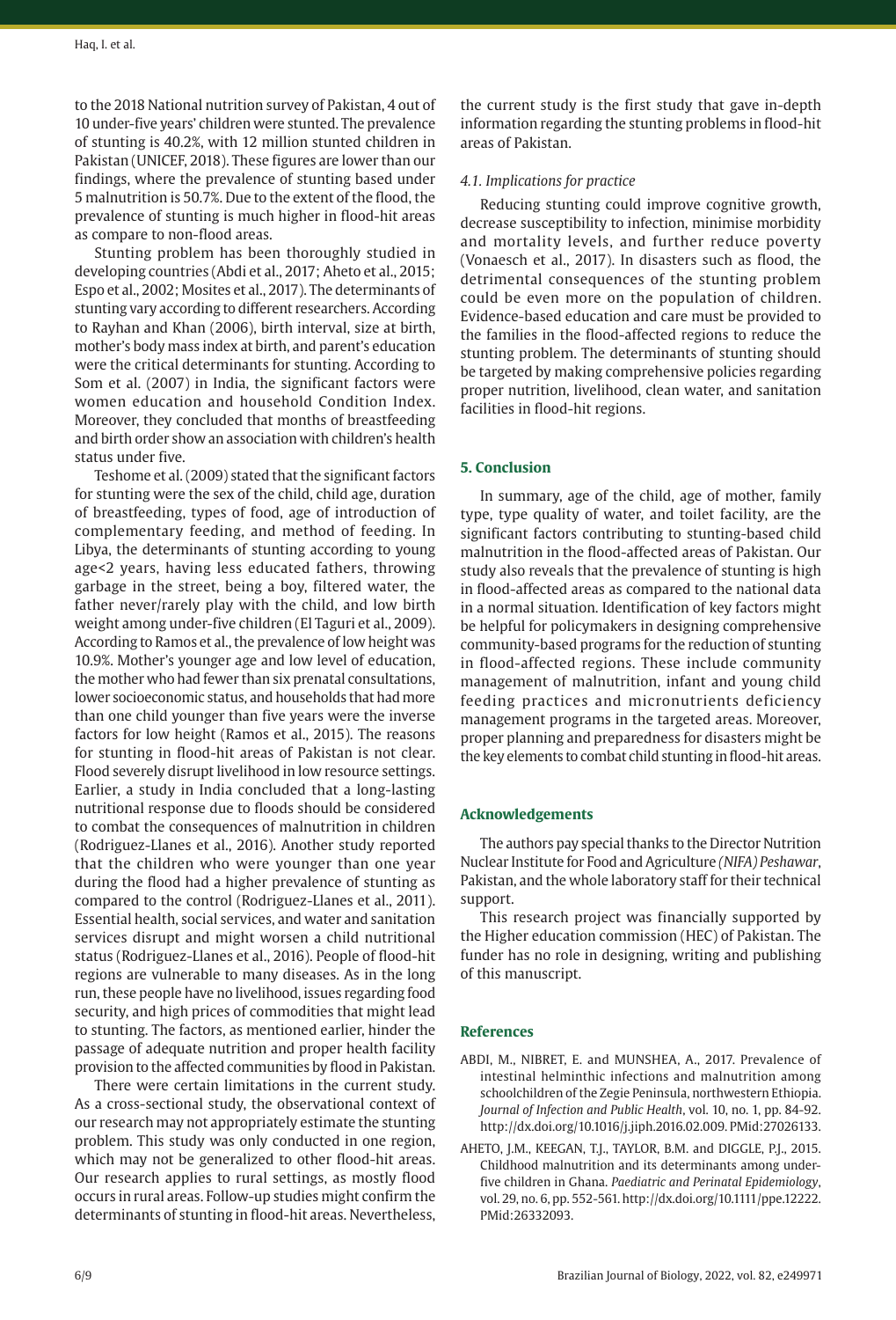to the 2018 National nutrition survey of Pakistan, 4 out of 10 under-five years' children were stunted. The prevalence of stunting is 40.2%, with 12 million stunted children in Pakistan (UNICEF, 2018). These figures are lower than our findings, where the prevalence of stunting based under 5 malnutrition is 50.7%. Due to the extent of the flood, the prevalence of stunting is much higher in flood-hit areas as compare to non-flood areas.

Stunting problem has been thoroughly studied in developing countries (Abdi et al., 2017; Aheto et al., 2015; Espo et al., 2002; Mosites et al., 2017). The determinants of stunting vary according to different researchers. According to Rayhan and Khan (2006), birth interval, size at birth, mother's body mass index at birth, and parent's education were the critical determinants for stunting. According to Som et al. (2007) in India, the significant factors were women education and household Condition Index. Moreover, they concluded that months of breastfeeding and birth order show an association with children's health status under five.

Teshome et al. (2009) stated that the significant factors for stunting were the sex of the child, child age, duration of breastfeeding, types of food, age of introduction of complementary feeding, and method of feeding. In Libya, the determinants of stunting according to young age<2 years, having less educated fathers, throwing garbage in the street, being a boy, filtered water, the father never/rarely play with the child, and low birth weight among under-five children (El Taguri et al., 2009). According to Ramos et al., the prevalence of low height was 10.9%. Mother's younger age and low level of education, the mother who had fewer than six prenatal consultations, lower socioeconomic status, and households that had more than one child younger than five years were the inverse factors for low height (Ramos et al., 2015). The reasons for stunting in flood-hit areas of Pakistan is not clear. Flood severely disrupt livelihood in low resource settings. Earlier, a study in India concluded that a long-lasting nutritional response due to floods should be considered to combat the consequences of malnutrition in children (Rodriguez-Llanes et al., 2016). Another study reported that the children who were younger than one year during the flood had a higher prevalence of stunting as compared to the control (Rodriguez-Llanes et al., 2011). Essential health, social services, and water and sanitation services disrupt and might worsen a child nutritional status (Rodriguez-Llanes et al., 2016). People of flood-hit regions are vulnerable to many diseases. As in the long run, these people have no livelihood, issues regarding food security, and high prices of commodities that might lead to stunting. The factors, as mentioned earlier, hinder the passage of adequate nutrition and proper health facility provision to the affected communities by flood in Pakistan.

There were certain limitations in the current study. As a cross-sectional study, the observational context of our research may not appropriately estimate the stunting problem. This study was only conducted in one region, which may not be generalized to other flood-hit areas. Our research applies to rural settings, as mostly flood occurs in rural areas. Follow-up studies might confirm the determinants of stunting in flood-hit areas. Nevertheless, the current study is the first study that gave in-depth information regarding the stunting problems in flood-hit areas of Pakistan.

### *4.1. Implications for practice*

Reducing stunting could improve cognitive growth, decrease susceptibility to infection, minimise morbidity and mortality levels, and further reduce poverty (Vonaesch et al., 2017). In disasters such as flood, the detrimental consequences of the stunting problem could be even more on the population of children. Evidence-based education and care must be provided to the families in the flood-affected regions to reduce the stunting problem. The determinants of stunting should be targeted by making comprehensive policies regarding proper nutrition, livelihood, clean water, and sanitation facilities in flood-hit regions.

## 5. Conclusion

In summary, age of the child, age of mother, family type, type quality of water, and toilet facility, are the significant factors contributing to stunting-based child malnutrition in the flood-affected areas of Pakistan. Our study also reveals that the prevalence of stunting is high in flood-affected areas as compared to the national data in a normal situation. Identification of key factors might be helpful for policymakers in designing comprehensive community-based programs for the reduction of stunting in flood-affected regions. These include community management of malnutrition, infant and young child feeding practices and micronutrients deficiency management programs in the targeted areas. Moreover, proper planning and preparedness for disasters might be the key elements to combat child stunting in flood-hit areas.

## Acknowledgements

The authors pay special thanks to the Director Nutrition Nuclear Institute for Food and Agriculture *(NIFA) Peshawar*, Pakistan, and the whole laboratory staff for their technical support.

This research project was financially supported by the Higher education commission (HEC) of Pakistan. The funder has no role in designing, writing and publishing of this manuscript.

## References

ABDI, M., NIBRET, E. and MUNSHEA, A., 2017. Prevalence of intestinal helminthic infections and malnutrition among schoolchildren of the Zegie Peninsula, northwestern Ethiopia. *Journal of Infection and Public Health*, vol. 10, no. 1, pp. 84-92. http://dx.doi.org/10.1016/j.jiph.2016.02.009. PMid:27026133.

AHETO, J.M., KEEGAN, T.J., TAYLOR, B.M. and DIGGLE, P.J., 2015. Childhood malnutrition and its determinants among under-five children in Ghana. *Paediatric and Perinatal Epidemiology*, vol. 29, no. 6, pp. 552-561. http://dx.doi.org/10.1111/ppe.12222. PMid:26332093.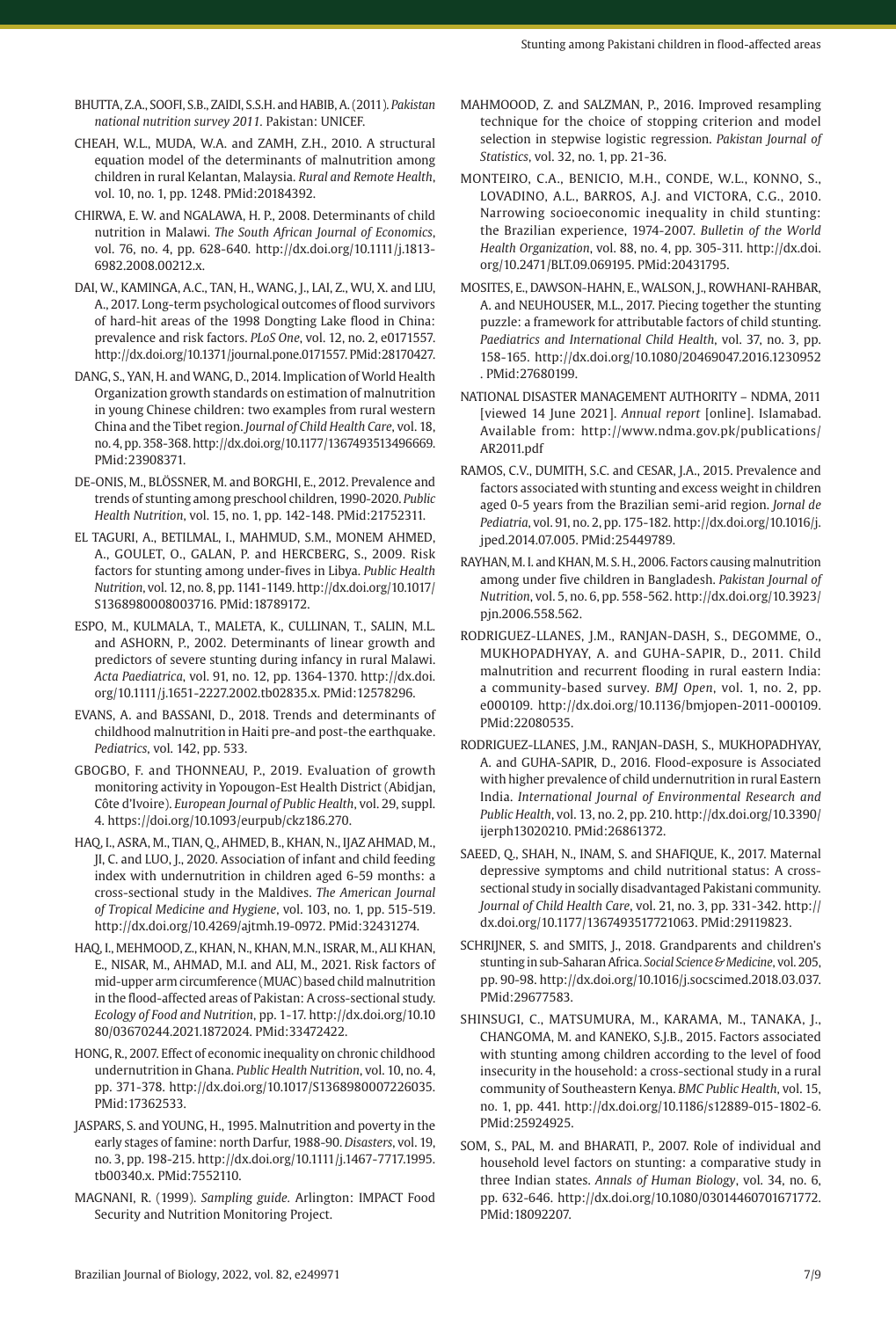BHUTTA, Z.A., SOOFI, S.B., ZAIDI, S.S.H. and HABIB, A. (2011). *Pakistan national nutrition survey 2011*. Pakistan: UNICEF.

CHEAH, W.L., MUDA, W.A. and ZAMH, Z.H., 2010. A structural equation model of the determinants of malnutrition among children in rural Kelantan, Malaysia. *Rural and Remote Health*, vol. 10, no. 1, pp. 1248. PMid:20184392.

CHIRWA, E. W. and NGALAWA, H. P., 2008. Determinants of child nutrition in Malawi. *The South African Journal of Economics*, vol. 76, no. 4, pp. 628-640. http://dx.doi.org/10.1111/j.1813-6982.2008.00212.x.

DAI, W., KAMINGA, A.C., TAN, H., WANG, J., LAI, Z., WU, X. and LIU, A., 2017. Long-term psychological outcomes of flood survivors of hard-hit areas of the 1998 Dongting Lake flood in China: prevalence and risk factors. *PLoS One*, vol. 12, no. 2, e0171557. http://dx.doi.org/10.1371/journal.pone.0171557. PMid:28170427.

DANG, S., YAN, H. and WANG, D., 2014. Implication of World Health Organization growth standards on estimation of malnutrition in young Chinese children: two examples from rural western China and the Tibet region. *Journal of Child Health Care*, vol. 18, no. 4, pp. 358-368. http://dx.doi.org/10.1177/1367493513496669. PMid:23908371.

DE-ONIS, M., BLÖSSNER, M. and BORGHI, E., 2012. Prevalence and trends of stunting among preschool children, 1990-2020. *Public Health Nutrition*, vol. 15, no. 1, pp. 142-148. PMid:21752311.

EL TAGURI, A., BETILMAL, I., MAHMUD, S.M., MONEM AHMED, A., GOULET, O., GALAN, P. and HERCBERG, S., 2009. Risk factors for stunting among under-fives in Libya. *Public Health Nutrition*, vol. 12, no. 8, pp. 1141-1149. http://dx.doi.org/10.1017/S1368980008003716. PMid:18789172.

ESPO, M., KULMALA, T., MALETA, K., CULLINAN, T., SALIN, M.L. and ASHORN, P., 2002. Determinants of linear growth and predictors of severe stunting during infancy in rural Malawi. *Acta Paediatrica*, vol. 91, no. 12, pp. 1364-1370. http://dx.doi.org/10.1111/j.1651-2227.2002.tb02835.x. PMid:12578296.

EVANS, A. and BASSANI, D., 2018. Trends and determinants of childhood malnutrition in Haiti pre-and post-the earthquake. *Pediatrics*, vol. 142, pp. 533.

GBOGBO, F. and THONNEAU, P., 2019. Evaluation of growth monitoring activity in Yopougon-Est Health District (Abidjan, Côte d'Ivoire). *European Journal of Public Health*, vol. 29, suppl. 4. https://doi.org/10.1093/eurpub/ckz186.270.

HAQ, I., ASRA, M., TIAN, Q., AHMED, B., KHAN, N., IJAZ AHMAD, M., JI, C. and LUO, J., 2020. Association of infant and child feeding index with undernutrition in children aged 6-59 months: a cross-sectional study in the Maldives. *The American Journal of Tropical Medicine and Hygiene*, vol. 103, no. 1, pp. 515-519. http://dx.doi.org/10.4269/ajtmh.19-0972. PMid:32431274.

HAQ, I., MEHMOOD, Z., KHAN, N., KHAN, M.N., ISRAR, M., ALI KHAN, E., NISAR, M., AHMAD, M.I. and ALI, M., 2021. Risk factors of mid-upper arm circumference (MUAC) based child malnutrition in the flood-affected areas of Pakistan: A cross-sectional study. *Ecology of Food and Nutrition*, pp. 1-17. http://dx.doi.org/10.1080/03670244.2021.1872024. PMid:33472422.

HONG, R., 2007. Effect of economic inequality on chronic childhood undernutrition in Ghana. *Public Health Nutrition*, vol. 10, no. 4, pp. 371-378. http://dx.doi.org/10.1017/S1368980007226035. PMid:17362533.

JASPARS, S. and YOUNG, H., 1995. Malnutrition and poverty in the early stages of famine: north Darfur, 1988-90. *Disasters*, vol. 19, no. 3, pp. 198-215. http://dx.doi.org/10.1111/j.1467-7717.1995.tb00340.x. PMid:7552110.

MAGNANI, R. (1999). *Sampling guide*. Arlington: IMPACT Food Security and Nutrition Monitoring Project.

MAHMOOOD, Z. and SALZMAN, P., 2016. Improved resampling technique for the choice of stopping criterion and model selection in stepwise logistic regression. *Pakistan Journal of Statistics*, vol. 32, no. 1, pp. 21-36.

MONTEIRO, C.A., BENICIO, M.H., CONDE, W.L., KONNO, S., LOVADINO, A.L., BARROS, A.J. and VICTORA, C.G., 2010. Narrowing socioeconomic inequality in child stunting: the Brazilian experience, 1974-2007. *Bulletin of the World Health Organization*, vol. 88, no. 4, pp. 305-311. http://dx.doi.org/10.2471/BLT.09.069195. PMid:20431795.

MOSITES, E., DAWSON-HAHN, E., WALSON, J., ROWHANI-RAHBAR, A. and NEUHOUSER, M.L., 2017. Piecing together the stunting puzzle: a framework for attributable factors of child stunting. *Paediatrics and International Child Health*, vol. 37, no. 3, pp. 158-165. http://dx.doi.org/10.1080/20469047.2016.1230952. PMid:27680199.

NATIONAL DISASTER MANAGEMENT AUTHORITY – NDMA, 2011 [viewed 14 June 2021]. *Annual report* [online]. Islamabad. Available from: http://www.ndma.gov.pk/publications/AR2011.pdf

RAMOS, C.V., DUMITH, S.C. and CESAR, J.A., 2015. Prevalence and factors associated with stunting and excess weight in children aged 0-5 years from the Brazilian semi-arid region. *Jornal de Pediatria*, vol. 91, no. 2, pp. 175-182. http://dx.doi.org/10.1016/j.jped.2014.07.005. PMid:25449789.

RAYHAN, M. I. and KHAN, M. S. H., 2006. Factors causing malnutrition among under five children in Bangladesh. *Pakistan Journal of Nutrition*, vol. 5, no. 6, pp. 558-562. http://dx.doi.org/10.3923/pjn.2006.558.562.

RODRIGUEZ-LLANES, J.M., RANJAN-DASH, S., DEGOMME, O., MUKHOPADHYAY, A. and GUHA-SAPIR, D., 2011. Child malnutrition and recurrent flooding in rural eastern India: a community-based survey. *BMJ Open*, vol. 1, no. 2, pp. e000109. http://dx.doi.org/10.1136/bmjopen-2011-000109. PMid:22080535.

RODRIGUEZ-LLANES, J.M., RANJAN-DASH, S., MUKHOPADHYAY, A. and GUHA-SAPIR, D., 2016. Flood-exposure is Associated with higher prevalence of child undernutrition in rural Eastern India. *International Journal of Environmental Research and Public Health*, vol. 13, no. 2, pp. 210. http://dx.doi.org/10.3390/ijerph13020210. PMid:26861372.

SAEED, Q., SHAH, N., INAM, S. and SHAFIQUE, K., 2017. Maternal depressive symptoms and child nutritional status: A cross-sectional study in socially disadvantaged Pakistani community. *Journal of Child Health Care*, vol. 21, no. 3, pp. 331-342. http://dx.doi.org/10.1177/1367493517721063. PMid:29119823.

SCHRIJNER, S. and SMITS, J., 2018. Grandparents and children's stunting in sub-Saharan Africa. *Social Science & Medicine*, vol. 205, pp. 90-98. http://dx.doi.org/10.1016/j.socscimed.2018.03.037. PMid:29677583.

SHINSUGI, C., MATSUMURA, M., KARAMA, M., TANAKA, J., CHANGOMA, M. and KANEKO, S.J.B., 2015. Factors associated with stunting among children according to the level of food insecurity in the household: a cross-sectional study in a rural community of Southeastern Kenya. *BMC Public Health*, vol. 15, no. 1, pp. 441. http://dx.doi.org/10.1186/s12889-015-1802-6. PMid:25924925.

SOM, S., PAL, M. and BHARATI, P., 2007. Role of individual and household level factors on stunting: a comparative study in three Indian states. *Annals of Human Biology*, vol. 34, no. 6, pp. 632-646. http://dx.doi.org/10.1080/03014460701671772. PMid:18092207.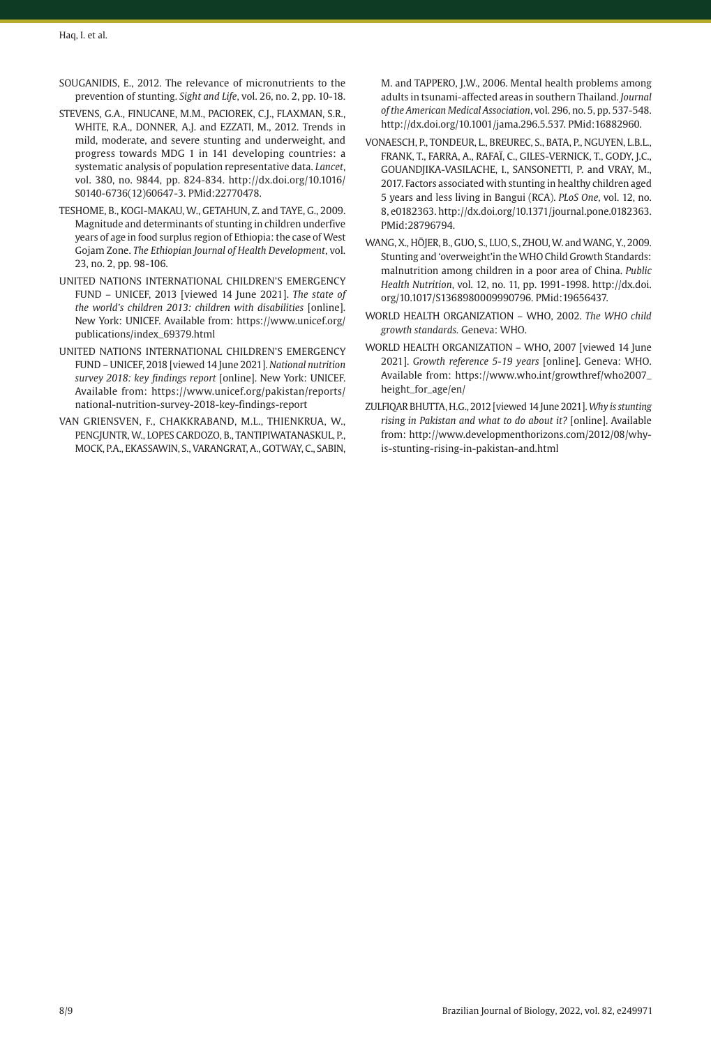SOUGANIDIS, E., 2012. The relevance of micronutrients to the prevention of stunting. *Sight and Life*, vol. 26, no. 2, pp. 10-18.

STEVENS, G.A., FINUCANE, M.M., PACIOREK, C.J., FLAXMAN, S.R., WHITE, R.A., DONNER, A.J. and EZZATI, M., 2012. Trends in mild, moderate, and severe stunting and underweight, and progress towards MDG 1 in 141 developing countries: a systematic analysis of population representative data. *Lancet*, vol. 380, no. 9844, pp. 824-834. http://dx.doi.org/10.1016/S0140-6736(12)60647-3. PMid:22770478.

TESHOME, B., KOGI-MAKAU, W., GETAHUN, Z. and TAYE, G., 2009. Magnitude and determinants of stunting in children underfive years of age in food surplus region of Ethiopia: the case of West Gojam Zone. *The Ethiopian Journal of Health Development*, vol. 23, no. 2, pp. 98-106.

UNITED NATIONS INTERNATIONAL CHILDREN'S EMERGENCY FUND – UNICEF, 2013 [viewed 14 June 2021]. *The state of the world's children 2013: children with disabilities* [online]. New York: UNICEF. Available from: https://www.unicef.org/publications/index_69379.html

UNITED NATIONS INTERNATIONAL CHILDREN'S EMERGENCY FUND – UNICEF, 2018 [viewed 14 June 2021]. *National nutrition survey 2018: key findings report* [online]. New York: UNICEF. Available from: https://www.unicef.org/pakistan/reports/national-nutrition-survey-2018-key-findings-report

VAN GRIENSVEN, F., CHAKKRABAND, M.L., THIENKRUA, W., PENGJUNTR, W., LOPES CARDOZO, B., TANTIPIWATANASKUL, P., MOCK, P.A., EKASSAWIN, S., VARANGRAT, A., GOTWAY, C., SABIN, M. and TAPPERO, J.W., 2006. Mental health problems among adults in tsunami-affected areas in southern Thailand. *Journal of the American Medical Association*, vol. 296, no. 5, pp. 537-548. http://dx.doi.org/10.1001/jama.296.5.537. PMid:16882960.

VONAESCH, P., TONDEUR, L., BREUREC, S., BATA, P., NGUYEN, L.B.L., FRANK, T., FARRA, A., RAFAÏ, C., GILES-VERNICK, T., GODY, J.C., GOUANDJIKA-VASILACHE, I., SANSONETTI, P. and VRAY, M., 2017. Factors associated with stunting in healthy children aged 5 years and less living in Bangui (RCA). *PLoS One*, vol. 12, no. 8, e0182363. http://dx.doi.org/10.1371/journal.pone.0182363. PMid:28796794.

WANG, X., HÖJER, B., GUO, S., LUO, S., ZHOU, W. and WANG, Y., 2009. Stunting and 'overweight'in the WHO Child Growth Standards: malnutrition among children in a poor area of China. *Public Health Nutrition*, vol. 12, no. 11, pp. 1991-1998. http://dx.doi.org/10.1017/S1368980009990796. PMid:19656437.

WORLD HEALTH ORGANIZATION – WHO, 2002. *The WHO child growth standards.* Geneva: WHO.

WORLD HEALTH ORGANIZATION – WHO, 2007 [viewed 14 June 2021]. *Growth reference 5-19 years* [online]. Geneva: WHO. Available from: https://www.who.int/growthref/who2007_height_for_age/en/

ZULFIQAR BHUTTA, H.G., 2012 [viewed 14 June 2021]. *Why is stunting rising in Pakistan and what to do about it?* [online]. Available from: http://www.developmenthorizons.com/2012/08/why-is-stunting-rising-in-pakistan-and.html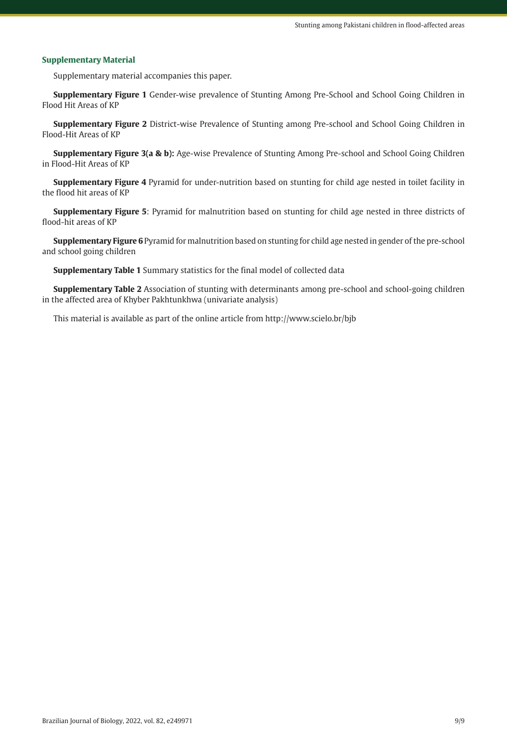## Supplementary Material

Supplementary material accompanies this paper.

**Supplementary Figure 1** Gender-wise prevalence of Stunting Among Pre-School and School Going Children in Flood Hit Areas of KP

**Supplementary Figure 2** District-wise Prevalence of Stunting among Pre-school and School Going Children in Flood-Hit Areas of KP

**Supplementary Figure 3(a & b):** Age-wise Prevalence of Stunting Among Pre-school and School Going Children in Flood-Hit Areas of KP

**Supplementary Figure 4** Pyramid for under-nutrition based on stunting for child age nested in toilet facility in the flood hit areas of KP

**Supplementary Figure 5**: Pyramid for malnutrition based on stunting for child age nested in three districts of flood-hit areas of KP

**Supplementary Figure 6** Pyramid for malnutrition based on stunting for child age nested in gender of the pre-school and school going children

**Supplementary Table 1** Summary statistics for the final model of collected data

**Supplementary Table 2** Association of stunting with determinants among pre-school and school-going children in the affected area of Khyber Pakhtunkhwa (univariate analysis)

This material is available as part of the online article from http://www.scielo.br/bjb